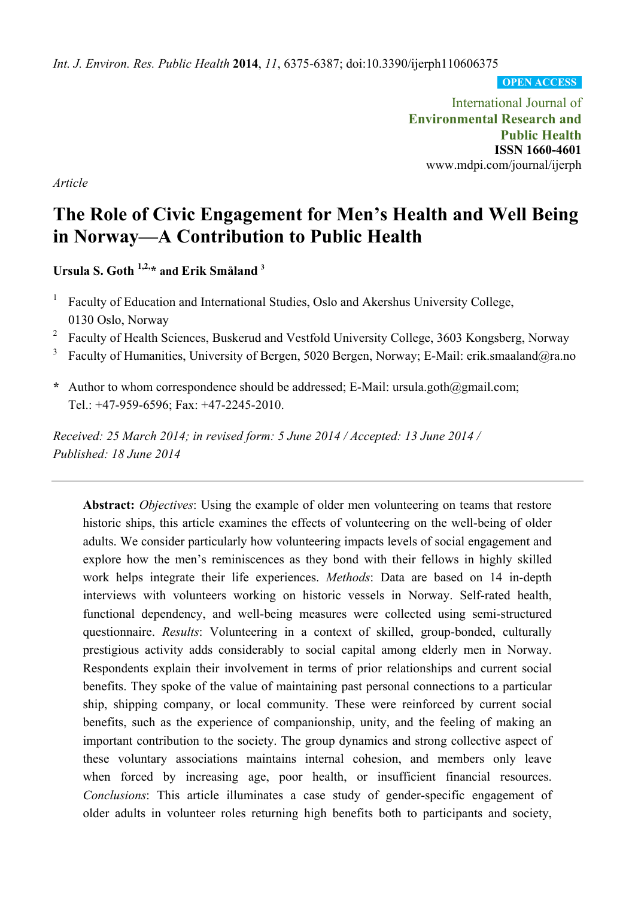*Article*

# The Role of Civic Engagement for Men's Health and Well Being in Norway—A Contribution to Public Health

**Ursula S. Goth [1,2,*] and Erik Småland [3]**

[1] Faculty of Education and International Studies, Oslo and Akershus University College, 0130 Oslo, Norway

[2] Faculty of Health Sciences, Buskerud and Vestfold University College, 3603 Kongsberg, Norway

[3] Faculty of Humanities, University of Bergen, 5020 Bergen, Norway; E-Mail: erik.smaaland@ra.no

**\*** Author to whom correspondence should be addressed; E-Mail: ursula.goth@gmail.com; Tel.: +47-959-6596; Fax: +47-2245-2010.

*Received: 25 March 2014; in revised form: 5 June 2014 / Accepted: 13 June 2014 / Published: 18 June 2014*

---

**Abstract:** *Objectives*: Using the example of older men volunteering on teams that restore historic ships, this article examines the effects of volunteering on the well-being of older adults. We consider particularly how volunteering impacts levels of social engagement and explore how the men's reminiscences as they bond with their fellows in highly skilled work helps integrate their life experiences. *Methods*: Data are based on 14 in-depth interviews with volunteers working on historic vessels in Norway. Self-rated health, functional dependency, and well-being measures were collected using semi-structured questionnaire. *Results*: Volunteering in a context of skilled, group-bonded, culturally prestigious activity adds considerably to social capital among elderly men in Norway. Respondents explain their involvement in terms of prior relationships and current social benefits. They spoke of the value of maintaining past personal connections to a particular ship, shipping company, or local community. These were reinforced by current social benefits, such as the experience of companionship, unity, and the feeling of making an important contribution to the society. The group dynamics and strong collective aspect of these voluntary associations maintains internal cohesion, and members only leave when forced by increasing age, poor health, or insufficient financial resources. *Conclusions*: This article illuminates a case study of gender-specific engagement of older adults in volunteer roles returning high benefits both to participants and society,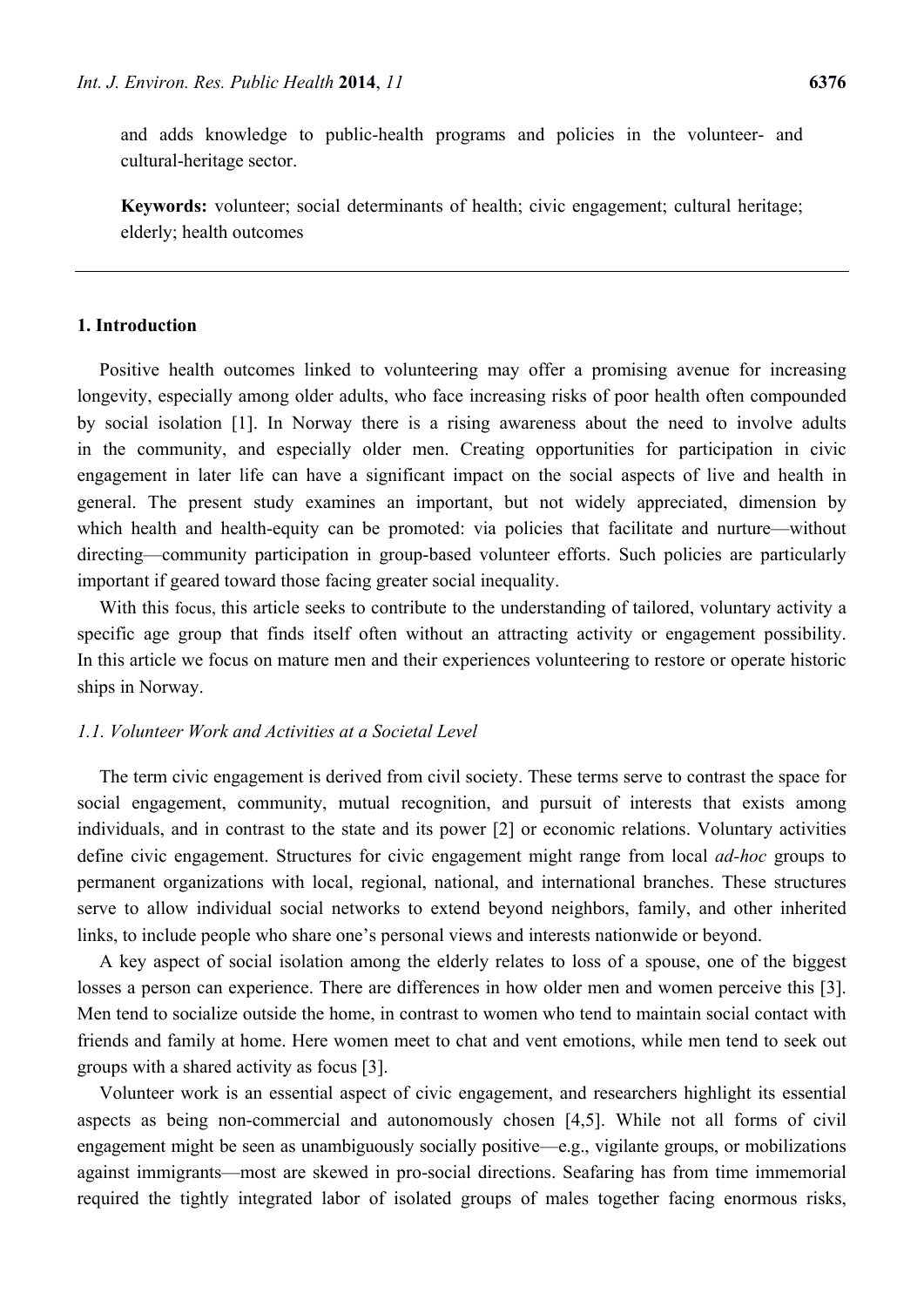and adds knowledge to public-health programs and policies in the volunteer- and cultural-heritage sector.

**Keywords:** volunteer; social determinants of health; civic engagement; cultural heritage; elderly; health outcomes

## 1. Introduction

Positive health outcomes linked to volunteering may offer a promising avenue for increasing longevity, especially among older adults, who face increasing risks of poor health often compounded by social isolation [1]. In Norway there is a rising awareness about the need to involve adults in the community, and especially older men. Creating opportunities for participation in civic engagement in later life can have a significant impact on the social aspects of live and health in general. The present study examines an important, but not widely appreciated, dimension by which health and health-equity can be promoted: via policies that facilitate and nurture—without directing—community participation in group-based volunteer efforts. Such policies are particularly important if geared toward those facing greater social inequality.

With this focus, this article seeks to contribute to the understanding of tailored, voluntary activity a specific age group that finds itself often without an attracting activity or engagement possibility. In this article we focus on mature men and their experiences volunteering to restore or operate historic ships in Norway.

### *1.1. Volunteer Work and Activities at a Societal Level*

The term civic engagement is derived from civil society. These terms serve to contrast the space for social engagement, community, mutual recognition, and pursuit of interests that exists among individuals, and in contrast to the state and its power [2] or economic relations. Voluntary activities define civic engagement. Structures for civic engagement might range from local *ad-hoc* groups to permanent organizations with local, regional, national, and international branches. These structures serve to allow individual social networks to extend beyond neighbors, family, and other inherited links, to include people who share one's personal views and interests nationwide or beyond.

A key aspect of social isolation among the elderly relates to loss of a spouse, one of the biggest losses a person can experience. There are differences in how older men and women perceive this [3]. Men tend to socialize outside the home, in contrast to women who tend to maintain social contact with friends and family at home. Here women meet to chat and vent emotions, while men tend to seek out groups with a shared activity as focus [3].

Volunteer work is an essential aspect of civic engagement, and researchers highlight its essential aspects as being non-commercial and autonomously chosen [4,5]. While not all forms of civil engagement might be seen as unambiguously socially positive—e.g., vigilante groups, or mobilizations against immigrants—most are skewed in pro-social directions. Seafaring has from time immemorial required the tightly integrated labor of isolated groups of males together facing enormous risks,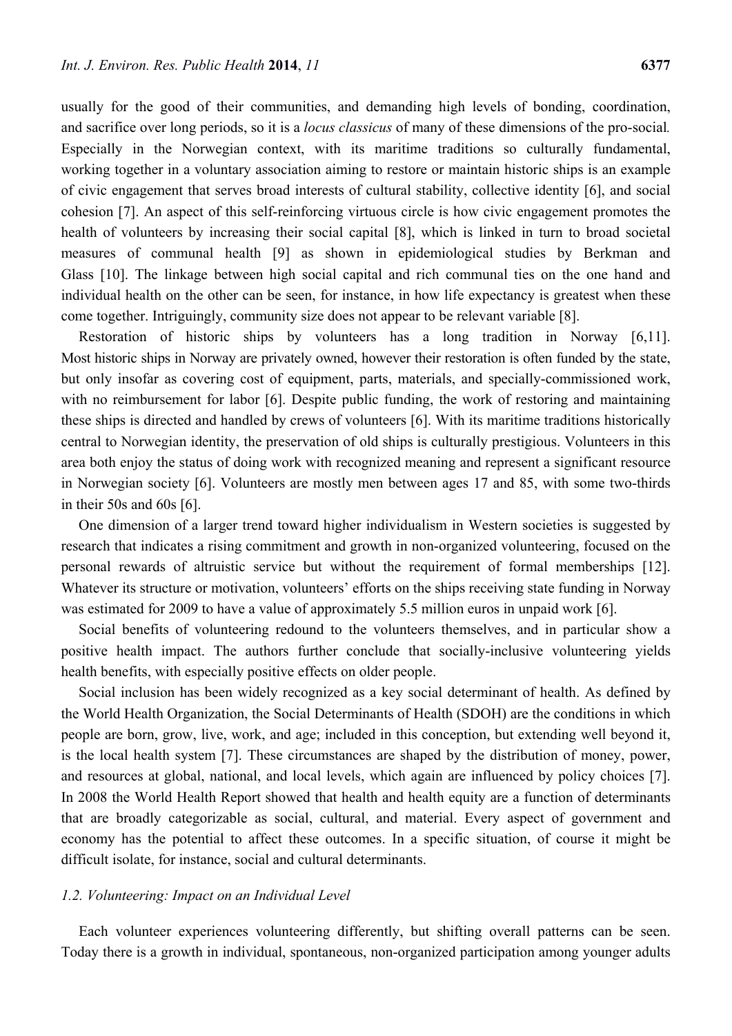usually for the good of their communities, and demanding high levels of bonding, coordination, and sacrifice over long periods, so it is a *locus classicus* of many of these dimensions of the pro-social. Especially in the Norwegian context, with its maritime traditions so culturally fundamental, working together in a voluntary association aiming to restore or maintain historic ships is an example of civic engagement that serves broad interests of cultural stability, collective identity [6], and social cohesion [7]. An aspect of this self-reinforcing virtuous circle is how civic engagement promotes the health of volunteers by increasing their social capital [8], which is linked in turn to broad societal measures of communal health [9] as shown in epidemiological studies by Berkman and Glass [10]. The linkage between high social capital and rich communal ties on the one hand and individual health on the other can be seen, for instance, in how life expectancy is greatest when these come together. Intriguingly, community size does not appear to be relevant variable [8].

Restoration of historic ships by volunteers has a long tradition in Norway [6,11]. Most historic ships in Norway are privately owned, however their restoration is often funded by the state, but only insofar as covering cost of equipment, parts, materials, and specially-commissioned work, with no reimbursement for labor [6]. Despite public funding, the work of restoring and maintaining these ships is directed and handled by crews of volunteers [6]. With its maritime traditions historically central to Norwegian identity, the preservation of old ships is culturally prestigious. Volunteers in this area both enjoy the status of doing work with recognized meaning and represent a significant resource in Norwegian society [6]. Volunteers are mostly men between ages 17 and 85, with some two-thirds in their 50s and 60s [6].

One dimension of a larger trend toward higher individualism in Western societies is suggested by research that indicates a rising commitment and growth in non-organized volunteering, focused on the personal rewards of altruistic service but without the requirement of formal memberships [12]. Whatever its structure or motivation, volunteers' efforts on the ships receiving state funding in Norway was estimated for 2009 to have a value of approximately 5.5 million euros in unpaid work [6].

Social benefits of volunteering redound to the volunteers themselves, and in particular show a positive health impact. The authors further conclude that socially-inclusive volunteering yields health benefits, with especially positive effects on older people.

Social inclusion has been widely recognized as a key social determinant of health. As defined by the World Health Organization, the Social Determinants of Health (SDOH) are the conditions in which people are born, grow, live, work, and age; included in this conception, but extending well beyond it, is the local health system [7]. These circumstances are shaped by the distribution of money, power, and resources at global, national, and local levels, which again are influenced by policy choices [7]. In 2008 the World Health Report showed that health and health equity are a function of determinants that are broadly categorizable as social, cultural, and material. Every aspect of government and economy has the potential to affect these outcomes. In a specific situation, of course it might be difficult isolate, for instance, social and cultural determinants.

### *1.2. Volunteering: Impact on an Individual Level*

Each volunteer experiences volunteering differently, but shifting overall patterns can be seen. Today there is a growth in individual, spontaneous, non-organized participation among younger adults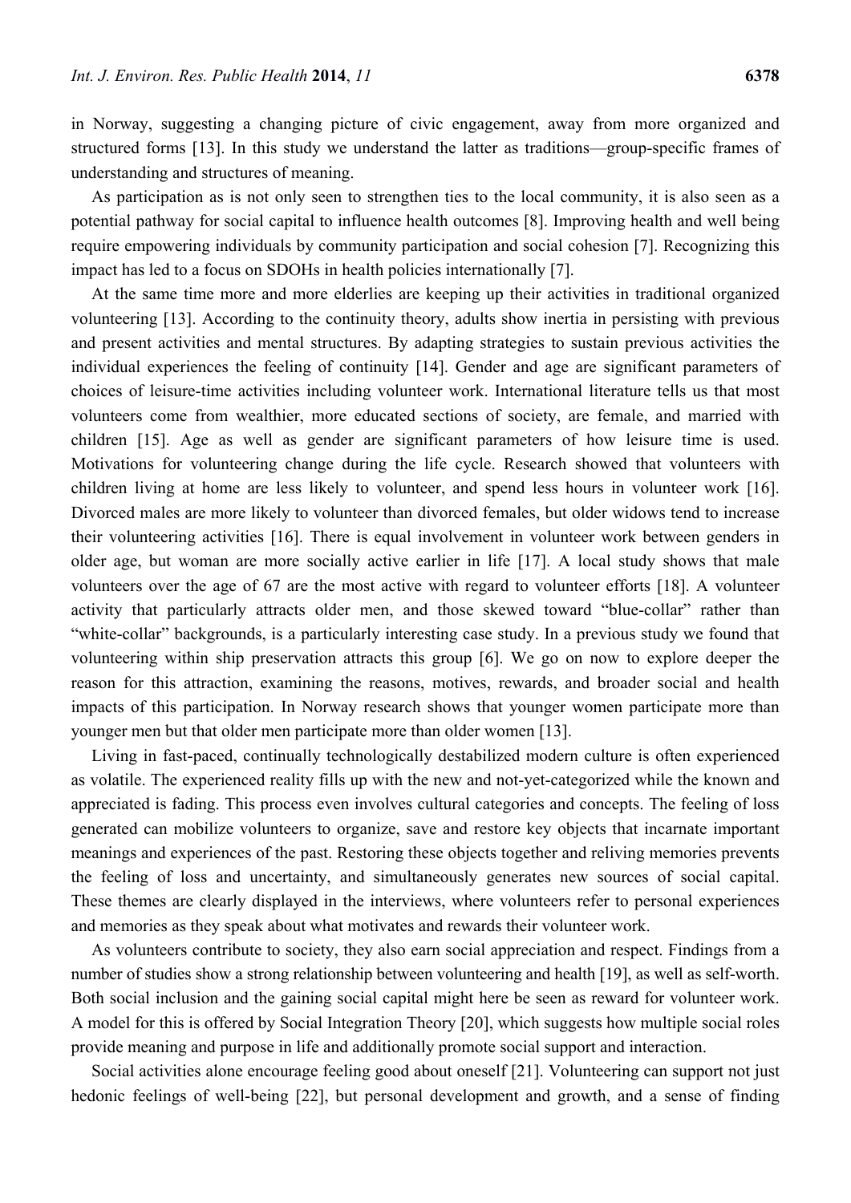in Norway, suggesting a changing picture of civic engagement, away from more organized and structured forms [13]. In this study we understand the latter as traditions—group-specific frames of understanding and structures of meaning.

As participation as is not only seen to strengthen ties to the local community, it is also seen as a potential pathway for social capital to influence health outcomes [8]. Improving health and well being require empowering individuals by community participation and social cohesion [7]. Recognizing this impact has led to a focus on SDOHs in health policies internationally [7].

At the same time more and more elderlies are keeping up their activities in traditional organized volunteering [13]. According to the continuity theory, adults show inertia in persisting with previous and present activities and mental structures. By adapting strategies to sustain previous activities the individual experiences the feeling of continuity [14]. Gender and age are significant parameters of choices of leisure-time activities including volunteer work. International literature tells us that most volunteers come from wealthier, more educated sections of society, are female, and married with children [15]. Age as well as gender are significant parameters of how leisure time is used. Motivations for volunteering change during the life cycle. Research showed that volunteers with children living at home are less likely to volunteer, and spend less hours in volunteer work [16]. Divorced males are more likely to volunteer than divorced females, but older widows tend to increase their volunteering activities [16]. There is equal involvement in volunteer work between genders in older age, but woman are more socially active earlier in life [17]. A local study shows that male volunteers over the age of 67 are the most active with regard to volunteer efforts [18]. A volunteer activity that particularly attracts older men, and those skewed toward "blue-collar" rather than "white-collar" backgrounds, is a particularly interesting case study. In a previous study we found that volunteering within ship preservation attracts this group [6]. We go on now to explore deeper the reason for this attraction, examining the reasons, motives, rewards, and broader social and health impacts of this participation. In Norway research shows that younger women participate more than younger men but that older men participate more than older women [13].

Living in fast-paced, continually technologically destabilized modern culture is often experienced as volatile. The experienced reality fills up with the new and not-yet-categorized while the known and appreciated is fading. This process even involves cultural categories and concepts. The feeling of loss generated can mobilize volunteers to organize, save and restore key objects that incarnate important meanings and experiences of the past. Restoring these objects together and reliving memories prevents the feeling of loss and uncertainty, and simultaneously generates new sources of social capital. These themes are clearly displayed in the interviews, where volunteers refer to personal experiences and memories as they speak about what motivates and rewards their volunteer work.

As volunteers contribute to society, they also earn social appreciation and respect. Findings from a number of studies show a strong relationship between volunteering and health [19], as well as self-worth. Both social inclusion and the gaining social capital might here be seen as reward for volunteer work. A model for this is offered by Social Integration Theory [20], which suggests how multiple social roles provide meaning and purpose in life and additionally promote social support and interaction.

Social activities alone encourage feeling good about oneself [21]. Volunteering can support not just hedonic feelings of well-being [22], but personal development and growth, and a sense of finding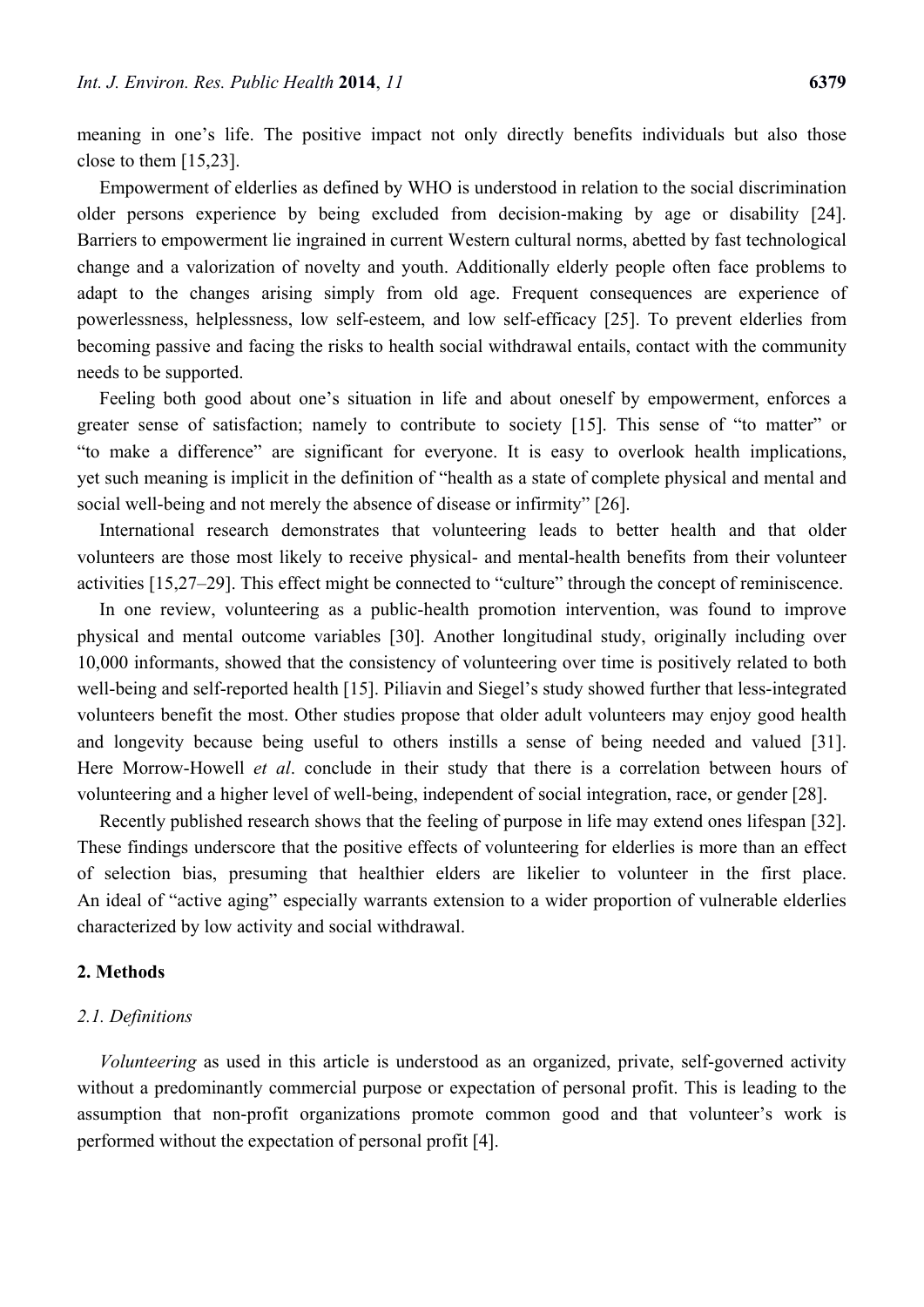meaning in one's life. The positive impact not only directly benefits individuals but also those close to them [15,23].

Empowerment of elderlies as defined by WHO is understood in relation to the social discrimination older persons experience by being excluded from decision-making by age or disability [24]. Barriers to empowerment lie ingrained in current Western cultural norms, abetted by fast technological change and a valorization of novelty and youth. Additionally elderly people often face problems to adapt to the changes arising simply from old age. Frequent consequences are experience of powerlessness, helplessness, low self-esteem, and low self-efficacy [25]. To prevent elderlies from becoming passive and facing the risks to health social withdrawal entails, contact with the community needs to be supported.

Feeling both good about one's situation in life and about oneself by empowerment, enforces a greater sense of satisfaction; namely to contribute to society [15]. This sense of "to matter" or "to make a difference" are significant for everyone. It is easy to overlook health implications, yet such meaning is implicit in the definition of "health as a state of complete physical and mental and social well-being and not merely the absence of disease or infirmity" [26].

International research demonstrates that volunteering leads to better health and that older volunteers are those most likely to receive physical- and mental-health benefits from their volunteer activities [15,27–29]. This effect might be connected to "culture" through the concept of reminiscence.

In one review, volunteering as a public-health promotion intervention, was found to improve physical and mental outcome variables [30]. Another longitudinal study, originally including over 10,000 informants, showed that the consistency of volunteering over time is positively related to both well-being and self-reported health [15]. Piliavin and Siegel's study showed further that less-integrated volunteers benefit the most. Other studies propose that older adult volunteers may enjoy good health and longevity because being useful to others instills a sense of being needed and valued [31]. Here Morrow-Howell *et al*. conclude in their study that there is a correlation between hours of volunteering and a higher level of well-being, independent of social integration, race, or gender [28].

Recently published research shows that the feeling of purpose in life may extend ones lifespan [32]. These findings underscore that the positive effects of volunteering for elderlies is more than an effect of selection bias, presuming that healthier elders are likelier to volunteer in the first place. An ideal of "active aging" especially warrants extension to a wider proportion of vulnerable elderlies characterized by low activity and social withdrawal.

## 2. Methods

### 2.1. Definitions

*Volunteering* as used in this article is understood as an organized, private, self-governed activity without a predominantly commercial purpose or expectation of personal profit. This is leading to the assumption that non-profit organizations promote common good and that volunteer's work is performed without the expectation of personal profit [4].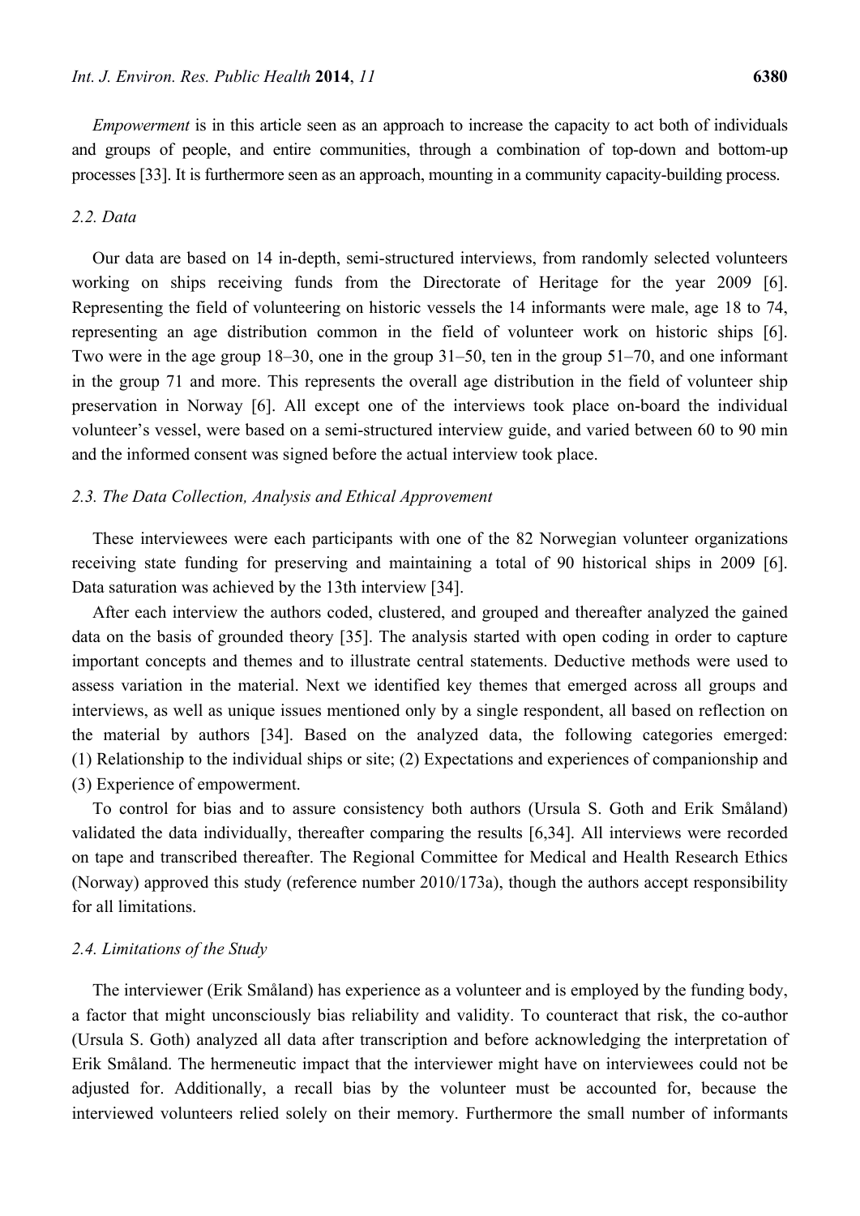*Empowerment* is in this article seen as an approach to increase the capacity to act both of individuals and groups of people, and entire communities, through a combination of top-down and bottom-up processes [33]. It is furthermore seen as an approach, mounting in a community capacity-building process.

### *2.2. Data*

Our data are based on 14 in-depth, semi-structured interviews, from randomly selected volunteers working on ships receiving funds from the Directorate of Heritage for the year 2009 [6]. Representing the field of volunteering on historic vessels the 14 informants were male, age 18 to 74, representing an age distribution common in the field of volunteer work on historic ships [6]. Two were in the age group 18–30, one in the group 31–50, ten in the group 51–70, and one informant in the group 71 and more. This represents the overall age distribution in the field of volunteer ship preservation in Norway [6]. All except one of the interviews took place on-board the individual volunteer's vessel, were based on a semi-structured interview guide, and varied between 60 to 90 min and the informed consent was signed before the actual interview took place.

### *2.3. The Data Collection, Analysis and Ethical Approvement*

These interviewees were each participants with one of the 82 Norwegian volunteer organizations receiving state funding for preserving and maintaining a total of 90 historical ships in 2009 [6]. Data saturation was achieved by the 13th interview [34].

After each interview the authors coded, clustered, and grouped and thereafter analyzed the gained data on the basis of grounded theory [35]. The analysis started with open coding in order to capture important concepts and themes and to illustrate central statements. Deductive methods were used to assess variation in the material. Next we identified key themes that emerged across all groups and interviews, as well as unique issues mentioned only by a single respondent, all based on reflection on the material by authors [34]. Based on the analyzed data, the following categories emerged: (1) Relationship to the individual ships or site; (2) Expectations and experiences of companionship and (3) Experience of empowerment.

To control for bias and to assure consistency both authors (Ursula S. Goth and Erik Småland) validated the data individually, thereafter comparing the results [6,34]. All interviews were recorded on tape and transcribed thereafter. The Regional Committee for Medical and Health Research Ethics (Norway) approved this study (reference number 2010/173a), though the authors accept responsibility for all limitations.

### *2.4. Limitations of the Study*

The interviewer (Erik Småland) has experience as a volunteer and is employed by the funding body, a factor that might unconsciously bias reliability and validity. To counteract that risk, the co-author (Ursula S. Goth) analyzed all data after transcription and before acknowledging the interpretation of Erik Småland. The hermeneutic impact that the interviewer might have on interviewees could not be adjusted for. Additionally, a recall bias by the volunteer must be accounted for, because the interviewed volunteers relied solely on their memory. Furthermore the small number of informants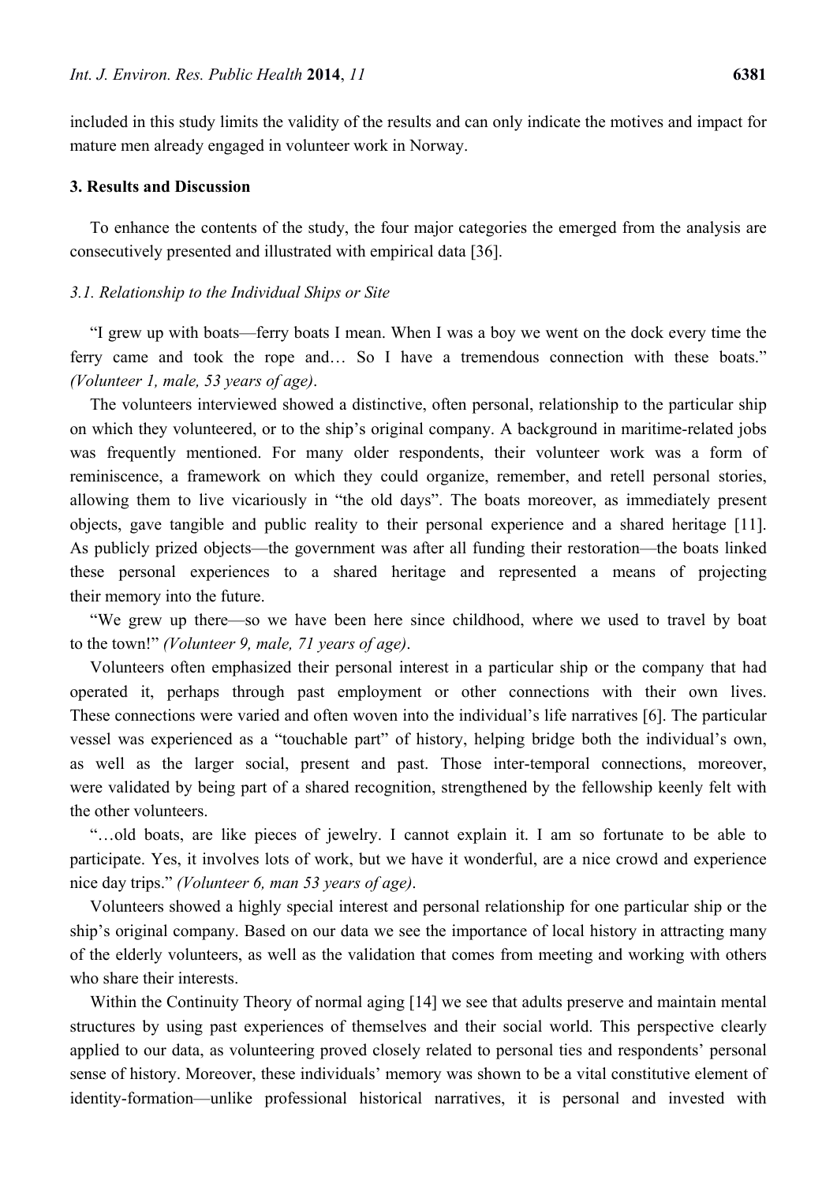included in this study limits the validity of the results and can only indicate the motives and impact for mature men already engaged in volunteer work in Norway.

## 3. Results and Discussion

To enhance the contents of the study, the four major categories the emerged from the analysis are consecutively presented and illustrated with empirical data [36].

### *3.1. Relationship to the Individual Ships or Site*

"I grew up with boats—ferry boats I mean. When I was a boy we went on the dock every time the ferry came and took the rope and… So I have a tremendous connection with these boats." *(Volunteer 1, male, 53 years of age)*.

The volunteers interviewed showed a distinctive, often personal, relationship to the particular ship on which they volunteered, or to the ship's original company. A background in maritime-related jobs was frequently mentioned. For many older respondents, their volunteer work was a form of reminiscence, a framework on which they could organize, remember, and retell personal stories, allowing them to live vicariously in "the old days". The boats moreover, as immediately present objects, gave tangible and public reality to their personal experience and a shared heritage [11]. As publicly prized objects—the government was after all funding their restoration—the boats linked these personal experiences to a shared heritage and represented a means of projecting their memory into the future.

"We grew up there—so we have been here since childhood, where we used to travel by boat to the town!" *(Volunteer 9, male, 71 years of age)*.

Volunteers often emphasized their personal interest in a particular ship or the company that had operated it, perhaps through past employment or other connections with their own lives. These connections were varied and often woven into the individual's life narratives [6]. The particular vessel was experienced as a "touchable part" of history, helping bridge both the individual's own, as well as the larger social, present and past. Those inter-temporal connections, moreover, were validated by being part of a shared recognition, strengthened by the fellowship keenly felt with the other volunteers.

"…old boats, are like pieces of jewelry. I cannot explain it. I am so fortunate to be able to participate. Yes, it involves lots of work, but we have it wonderful, are a nice crowd and experience nice day trips." *(Volunteer 6, man 53 years of age)*.

Volunteers showed a highly special interest and personal relationship for one particular ship or the ship's original company. Based on our data we see the importance of local history in attracting many of the elderly volunteers, as well as the validation that comes from meeting and working with others who share their interests.

Within the Continuity Theory of normal aging [14] we see that adults preserve and maintain mental structures by using past experiences of themselves and their social world. This perspective clearly applied to our data, as volunteering proved closely related to personal ties and respondents' personal sense of history. Moreover, these individuals' memory was shown to be a vital constitutive element of identity-formation—unlike professional historical narratives, it is personal and invested with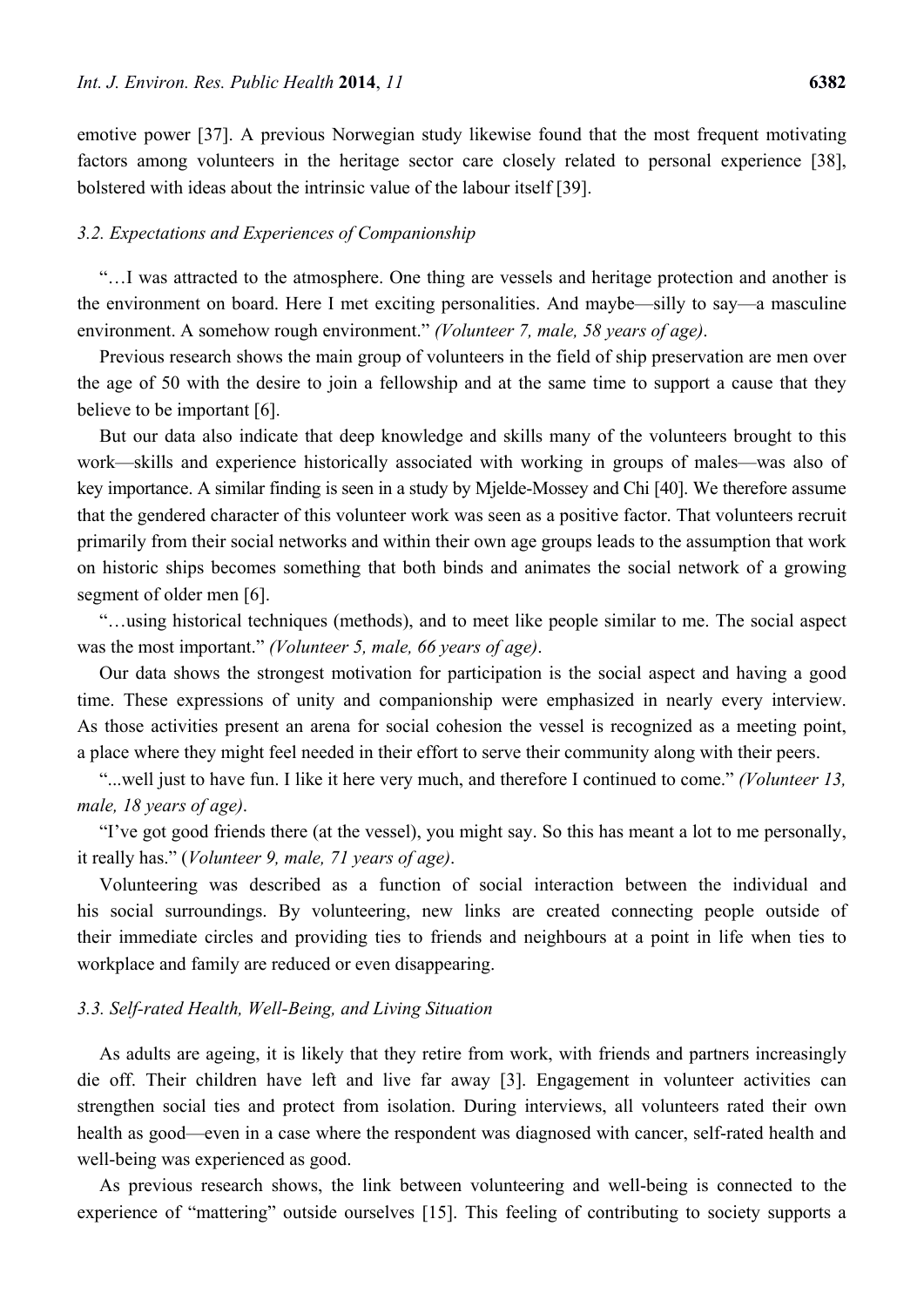emotive power [37]. A previous Norwegian study likewise found that the most frequent motivating factors among volunteers in the heritage sector care closely related to personal experience [38], bolstered with ideas about the intrinsic value of the labour itself [39].

### *3.2. Expectations and Experiences of Companionship*

"…I was attracted to the atmosphere. One thing are vessels and heritage protection and another is the environment on board. Here I met exciting personalities. And maybe—silly to say—a masculine environment. A somehow rough environment." *(Volunteer 7, male, 58 years of age)*.

Previous research shows the main group of volunteers in the field of ship preservation are men over the age of 50 with the desire to join a fellowship and at the same time to support a cause that they believe to be important [6].

But our data also indicate that deep knowledge and skills many of the volunteers brought to this work—skills and experience historically associated with working in groups of males—was also of key importance. A similar finding is seen in a study by Mjelde-Mossey and Chi [40]. We therefore assume that the gendered character of this volunteer work was seen as a positive factor. That volunteers recruit primarily from their social networks and within their own age groups leads to the assumption that work on historic ships becomes something that both binds and animates the social network of a growing segment of older men [6].

"…using historical techniques (methods), and to meet like people similar to me. The social aspect was the most important." *(Volunteer 5, male, 66 years of age)*.

Our data shows the strongest motivation for participation is the social aspect and having a good time. These expressions of unity and companionship were emphasized in nearly every interview. As those activities present an arena for social cohesion the vessel is recognized as a meeting point, a place where they might feel needed in their effort to serve their community along with their peers.

"...well just to have fun. I like it here very much, and therefore I continued to come." *(Volunteer 13, male, 18 years of age)*.

"I've got good friends there (at the vessel), you might say. So this has meant a lot to me personally, it really has." (*Volunteer 9, male, 71 years of age)*.

Volunteering was described as a function of social interaction between the individual and his social surroundings. By volunteering, new links are created connecting people outside of their immediate circles and providing ties to friends and neighbours at a point in life when ties to workplace and family are reduced or even disappearing.

### *3.3. Self-rated Health, Well-Being, and Living Situation*

As adults are ageing, it is likely that they retire from work, with friends and partners increasingly die off. Their children have left and live far away [3]. Engagement in volunteer activities can strengthen social ties and protect from isolation. During interviews, all volunteers rated their own health as good—even in a case where the respondent was diagnosed with cancer, self-rated health and well-being was experienced as good.

As previous research shows, the link between volunteering and well-being is connected to the experience of "mattering" outside ourselves [15]. This feeling of contributing to society supports a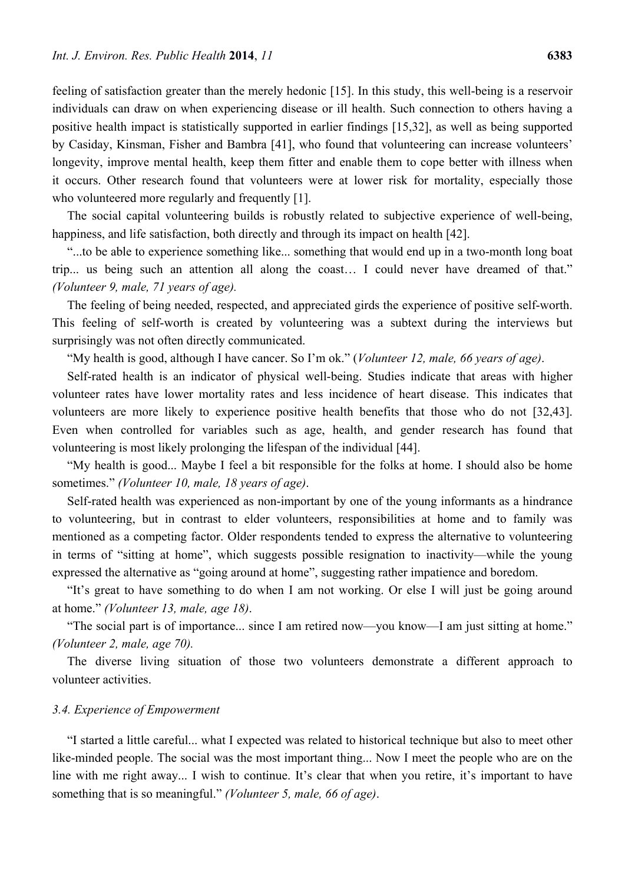feeling of satisfaction greater than the merely hedonic [15]. In this study, this well-being is a reservoir individuals can draw on when experiencing disease or ill health. Such connection to others having a positive health impact is statistically supported in earlier findings [15,32], as well as being supported by Casiday, Kinsman, Fisher and Bambra [41], who found that volunteering can increase volunteers' longevity, improve mental health, keep them fitter and enable them to cope better with illness when it occurs. Other research found that volunteers were at lower risk for mortality, especially those who volunteered more regularly and frequently [1].

The social capital volunteering builds is robustly related to subjective experience of well-being, happiness, and life satisfaction, both directly and through its impact on health [42].

"...to be able to experience something like... something that would end up in a two-month long boat trip... us being such an attention all along the coast… I could never have dreamed of that." *(Volunteer 9, male, 71 years of age).*

The feeling of being needed, respected, and appreciated girds the experience of positive self-worth. This feeling of self-worth is created by volunteering was a subtext during the interviews but surprisingly was not often directly communicated.

"My health is good, although I have cancer. So I'm ok." (*Volunteer 12, male, 66 years of age)*.

Self-rated health is an indicator of physical well-being. Studies indicate that areas with higher volunteer rates have lower mortality rates and less incidence of heart disease. This indicates that volunteers are more likely to experience positive health benefits that those who do not [32,43]. Even when controlled for variables such as age, health, and gender research has found that volunteering is most likely prolonging the lifespan of the individual [44].

"My health is good... Maybe I feel a bit responsible for the folks at home. I should also be home sometimes." *(Volunteer 10, male, 18 years of age)*.

Self-rated health was experienced as non-important by one of the young informants as a hindrance to volunteering, but in contrast to elder volunteers, responsibilities at home and to family was mentioned as a competing factor. Older respondents tended to express the alternative to volunteering in terms of "sitting at home", which suggests possible resignation to inactivity—while the young expressed the alternative as "going around at home", suggesting rather impatience and boredom.

"It's great to have something to do when I am not working. Or else I will just be going around at home." *(Volunteer 13, male, age 18)*.

"The social part is of importance... since I am retired now—you know—I am just sitting at home." *(Volunteer 2, male, age 70).*

The diverse living situation of those two volunteers demonstrate a different approach to volunteer activities.

### *3.4. Experience of Empowerment*

"I started a little careful... what I expected was related to historical technique but also to meet other like-minded people. The social was the most important thing... Now I meet the people who are on the line with me right away... I wish to continue. It's clear that when you retire, it's important to have something that is so meaningful." *(Volunteer 5, male, 66 of age)*.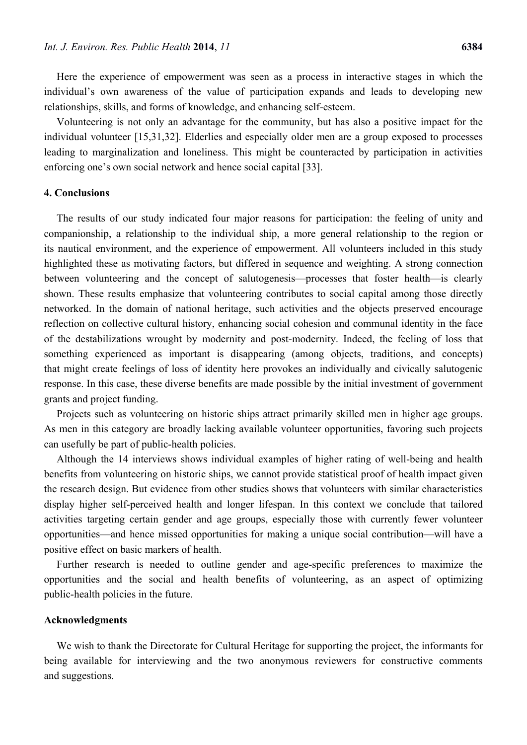Here the experience of empowerment was seen as a process in interactive stages in which the individual's own awareness of the value of participation expands and leads to developing new relationships, skills, and forms of knowledge, and enhancing self-esteem.

Volunteering is not only an advantage for the community, but has also a positive impact for the individual volunteer [15,31,32]. Elderlies and especially older men are a group exposed to processes leading to marginalization and loneliness. This might be counteracted by participation in activities enforcing one's own social network and hence social capital [33].

## 4. Conclusions

The results of our study indicated four major reasons for participation: the feeling of unity and companionship, a relationship to the individual ship, a more general relationship to the region or its nautical environment, and the experience of empowerment. All volunteers included in this study highlighted these as motivating factors, but differed in sequence and weighting. A strong connection between volunteering and the concept of salutogenesis—processes that foster health—is clearly shown. These results emphasize that volunteering contributes to social capital among those directly networked. In the domain of national heritage, such activities and the objects preserved encourage reflection on collective cultural history, enhancing social cohesion and communal identity in the face of the destabilizations wrought by modernity and post-modernity. Indeed, the feeling of loss that something experienced as important is disappearing (among objects, traditions, and concepts) that might create feelings of loss of identity here provokes an individually and civically salutogenic response. In this case, these diverse benefits are made possible by the initial investment of government grants and project funding.

Projects such as volunteering on historic ships attract primarily skilled men in higher age groups. As men in this category are broadly lacking available volunteer opportunities, favoring such projects can usefully be part of public-health policies.

Although the 14 interviews shows individual examples of higher rating of well-being and health benefits from volunteering on historic ships, we cannot provide statistical proof of health impact given the research design. But evidence from other studies shows that volunteers with similar characteristics display higher self-perceived health and longer lifespan. In this context we conclude that tailored activities targeting certain gender and age groups, especially those with currently fewer volunteer opportunities—and hence missed opportunities for making a unique social contribution—will have a positive effect on basic markers of health.

Further research is needed to outline gender and age-specific preferences to maximize the opportunities and the social and health benefits of volunteering, as an aspect of optimizing public-health policies in the future.

## Acknowledgments

We wish to thank the Directorate for Cultural Heritage for supporting the project, the informants for being available for interviewing and the two anonymous reviewers for constructive comments and suggestions.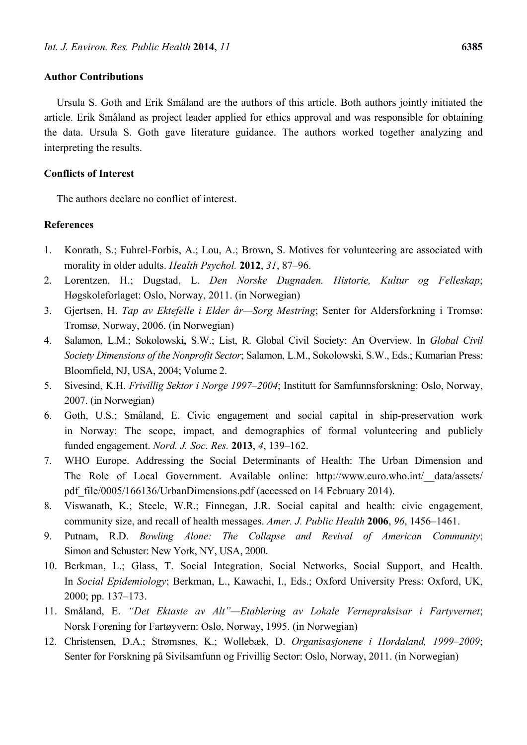## Author Contributions

Ursula S. Goth and Erik Småland are the authors of this article. Both authors jointly initiated the article. Erik Småland as project leader applied for ethics approval and was responsible for obtaining the data. Ursula S. Goth gave literature guidance. The authors worked together analyzing and interpreting the results.

## Conflicts of Interest

The authors declare no conflict of interest.

## References

1. Konrath, S.; Fuhrel-Forbis, A.; Lou, A.; Brown, S. Motives for volunteering are associated with morality in older adults. *Health Psychol.* **2012**, *31*, 87–96.
2. Lorentzen, H.; Dugstad, L. *Den Norske Dugnaden. Historie, Kultur og Felleskap*; Høgskoleforlaget: Oslo, Norway, 2011. (in Norwegian)
3. Gjertsen, H. *Tap av Ektefelle i Elder år—Sorg Mestring*; Senter for Aldersforkning i Tromsø: Tromsø, Norway, 2006. (in Norwegian)
4. Salamon, L.M.; Sokolowski, S.W.; List, R. Global Civil Society: An Overview. In *Global Civil Society Dimensions of the Nonprofit Sector*; Salamon, L.M., Sokolowski, S.W., Eds.; Kumarian Press: Bloomfield, NJ, USA, 2004; Volume 2.
5. Sivesind, K.H. *Frivillig Sektor i Norge 1997–2004*; Institutt for Samfunnsforskning: Oslo, Norway, 2007. (in Norwegian)
6. Goth, U.S.; Småland, E. Civic engagement and social capital in ship-preservation work in Norway: The scope, impact, and demographics of formal volunteering and publicly funded engagement. *Nord. J. Soc. Res.* **2013**, *4*, 139–162.
7. WHO Europe. Addressing the Social Determinants of Health: The Urban Dimension and The Role of Local Government. Available online: http://www.euro.who.int/__data/assets/pdf_file/0005/166136/UrbanDimensions.pdf (accessed on 14 February 2014).
8. Viswanath, K.; Steele, W.R.; Finnegan, J.R. Social capital and health: civic engagement, community size, and recall of health messages. *Amer. J. Public Health* **2006**, *96*, 1456–1461.
9. Putnam, R.D. *Bowling Alone: The Collapse and Revival of American Community*; Simon and Schuster: New York, NY, USA, 2000.
10. Berkman, L.; Glass, T. Social Integration, Social Networks, Social Support, and Health. In *Social Epidemiology*; Berkman, L., Kawachi, I., Eds.; Oxford University Press: Oxford, UK, 2000; pp. 137–173.
11. Småland, E. *"Det Ektaste av Alt"—Etablering av Lokale Vernepraksisar i Fartyvernet*; Norsk Forening for Fartøyvern: Oslo, Norway, 1995. (in Norwegian)
12. Christensen, D.A.; Strømsnes, K.; Wollebæk, D. *Organisasjonene i Hordaland, 1999–2009*; Senter for Forskning på Sivilsamfunn og Frivillig Sector: Oslo, Norway, 2011. (in Norwegian)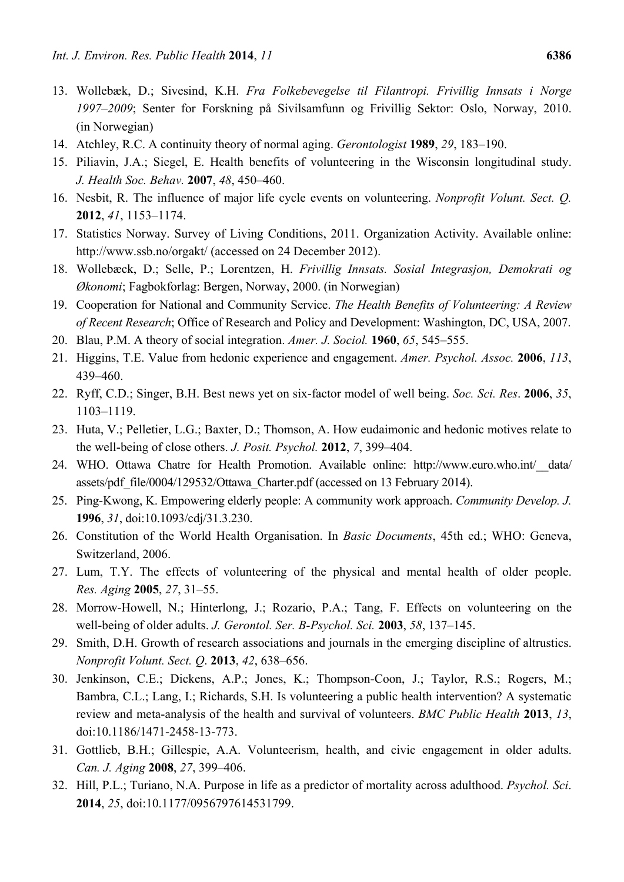13. Wollebæk, D.; Sivesind, K.H. *Fra Folkebevegelse til Filantropi. Frivillig Innsats i Norge 1997–2009*; Senter for Forskning på Sivilsamfunn og Frivillig Sektor: Oslo, Norway, 2010. (in Norwegian)
14. Atchley, R.C. A continuity theory of normal aging. *Gerontologist* **1989**, *29*, 183–190.
15. Piliavin, J.A.; Siegel, E. Health benefits of volunteering in the Wisconsin longitudinal study. *J. Health Soc. Behav.* **2007**, *48*, 450–460.
16. Nesbit, R. The influence of major life cycle events on volunteering. *Nonprofit Volunt. Sect. Q.* **2012**, *41*, 1153–1174.
17. Statistics Norway. Survey of Living Conditions, 2011. Organization Activity. Available online: http://www.ssb.no/orgakt/ (accessed on 24 December 2012).
18. Wollebæck, D.; Selle, P.; Lorentzen, H. *Frivillig Innsats. Sosial Integrasjon, Demokrati og Økonomi*; Fagbokforlag: Bergen, Norway, 2000. (in Norwegian)
19. Cooperation for National and Community Service. *The Health Benefits of Volunteering: A Review of Recent Research*; Office of Research and Policy and Development: Washington, DC, USA, 2007.
20. Blau, P.M. A theory of social integration. *Amer. J. Sociol.* **1960**, *65*, 545–555.
21. Higgins, T.E. Value from hedonic experience and engagement. *Amer. Psychol. Assoc.* **2006**, *113*, 439–460.
22. Ryff, C.D.; Singer, B.H. Best news yet on six-factor model of well being. *Soc. Sci. Res*. **2006**, *35*, 1103–1119.
23. Huta, V.; Pelletier, L.G.; Baxter, D.; Thomson, A. How eudaimonic and hedonic motives relate to the well-being of close others. *J. Posit. Psychol.* **2012**, *7*, 399–404.
24. WHO. Ottawa Chatre for Health Promotion. Available online: http://www.euro.who.int/__data/assets/pdf_file/0004/129532/Ottawa_Charter.pdf (accessed on 13 February 2014).
25. Ping-Kwong, K. Empowering elderly people: A community work approach. *Community Develop. J.* **1996**, *31*, doi:10.1093/cdj/31.3.230.
26. Constitution of the World Health Organisation. In *Basic Documents*, 45th ed.; WHO: Geneva, Switzerland, 2006.
27. Lum, T.Y. The effects of volunteering of the physical and mental health of older people. *Res. Aging* **2005**, *27*, 31–55.
28. Morrow-Howell, N.; Hinterlong, J.; Rozario, P.A.; Tang, F. Effects on volunteering on the well-being of older adults. *J. Gerontol. Ser. B-Psychol. Sci.* **2003**, *58*, 137–145.
29. Smith, D.H. Growth of research associations and journals in the emerging discipline of altrustics. *Nonprofit Volunt. Sect. Q*. **2013**, *42*, 638–656.
30. Jenkinson, C.E.; Dickens, A.P.; Jones, K.; Thompson-Coon, J.; Taylor, R.S.; Rogers, M.; Bambra, C.L.; Lang, I.; Richards, S.H. Is volunteering a public health intervention? A systematic review and meta-analysis of the health and survival of volunteers. *BMC Public Health* **2013**, *13*, doi:10.1186/1471-2458-13-773.
31. Gottlieb, B.H.; Gillespie, A.A. Volunteerism, health, and civic engagement in older adults. *Can. J. Aging* **2008**, *27*, 399–406.
32. Hill, P.L.; Turiano, N.A. Purpose in life as a predictor of mortality across adulthood. *Psychol. Sci*. **2014**, *25*, doi:10.1177/0956797614531799.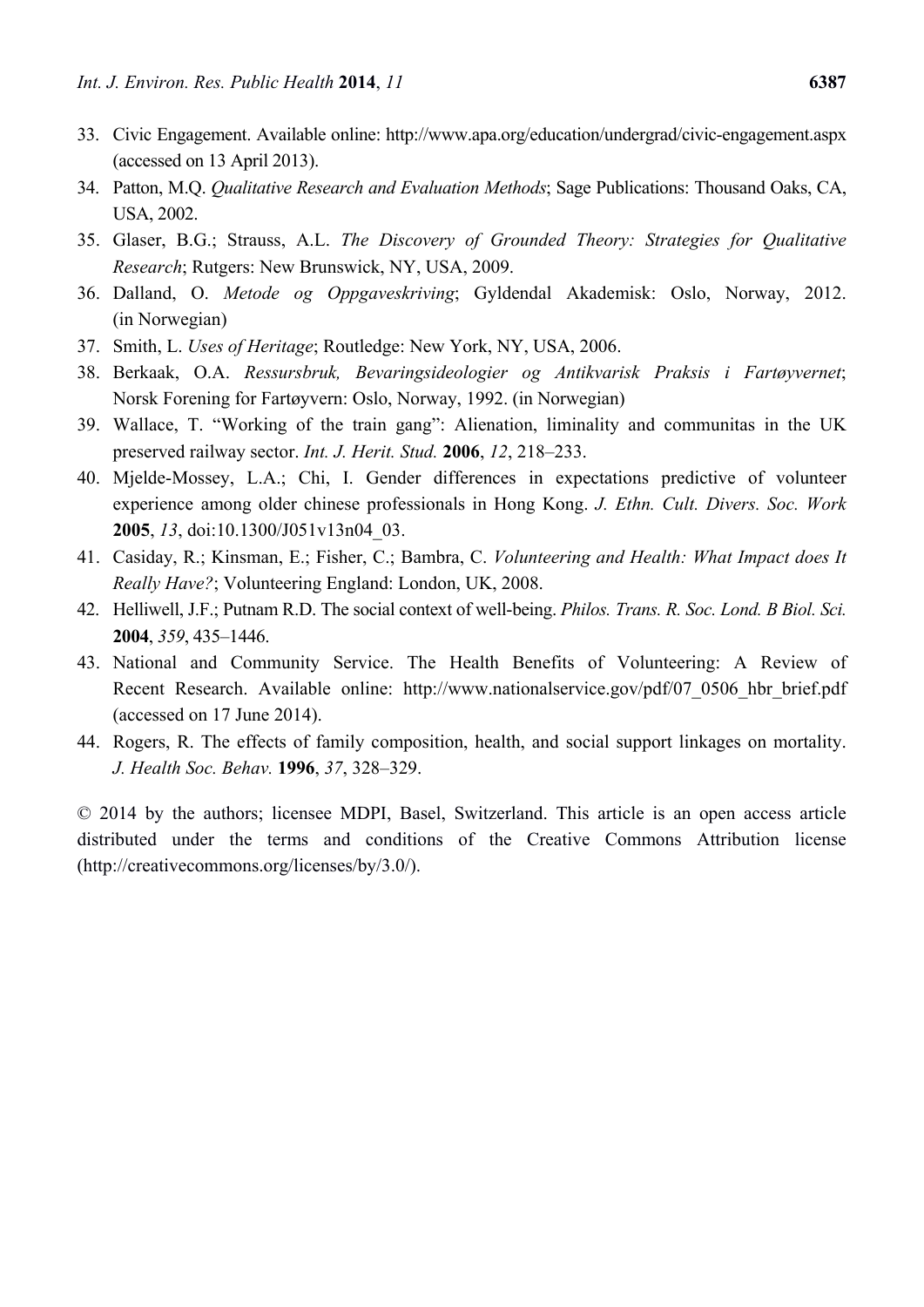33. Civic Engagement. Available online: http://www.apa.org/education/undergrad/civic-engagement.aspx (accessed on 13 April 2013).
34. Patton, M.Q. *Qualitative Research and Evaluation Methods*; Sage Publications: Thousand Oaks, CA, USA, 2002.
35. Glaser, B.G.; Strauss, A.L. *The Discovery of Grounded Theory: Strategies for Qualitative Research*; Rutgers: New Brunswick, NY, USA, 2009.
36. Dalland, O. *Metode og Oppgaveskriving*; Gyldendal Akademisk: Oslo, Norway, 2012. (in Norwegian)
37. Smith, L. *Uses of Heritage*; Routledge: New York, NY, USA, 2006.
38. Berkaak, O.A. *Ressursbruk, Bevaringsideologier og Antikvarisk Praksis i Fartøyvernet*; Norsk Forening for Fartøyvern: Oslo, Norway, 1992. (in Norwegian)
39. Wallace, T. "Working of the train gang": Alienation, liminality and communitas in the UK preserved railway sector. *Int. J. Herit. Stud.* **2006**, *12*, 218–233.
40. Mjelde-Mossey, L.A.; Chi, I. Gender differences in expectations predictive of volunteer experience among older chinese professionals in Hong Kong. *J. Ethn. Cult. Divers. Soc. Work* **2005**, *13*, doi:10.1300/J051v13n04_03.
41. Casiday, R.; Kinsman, E.; Fisher, C.; Bambra, C. *Volunteering and Health: What Impact does It Really Have?*; Volunteering England: London, UK, 2008.
42. Helliwell, J.F.; Putnam R.D. The social context of well-being. *Philos. Trans. R. Soc. Lond. B Biol. Sci.* **2004**, *359*, 435–1446.
43. National and Community Service. The Health Benefits of Volunteering: A Review of Recent Research. Available online: http://www.nationalservice.gov/pdf/07_0506_hbr_brief.pdf (accessed on 17 June 2014).
44. Rogers, R. The effects of family composition, health, and social support linkages on mortality. *J. Health Soc. Behav.* **1996**, *37*, 328–329.

© 2014 by the authors; licensee MDPI, Basel, Switzerland. This article is an open access article distributed under the terms and conditions of the Creative Commons Attribution license (http://creativecommons.org/licenses/by/3.0/).